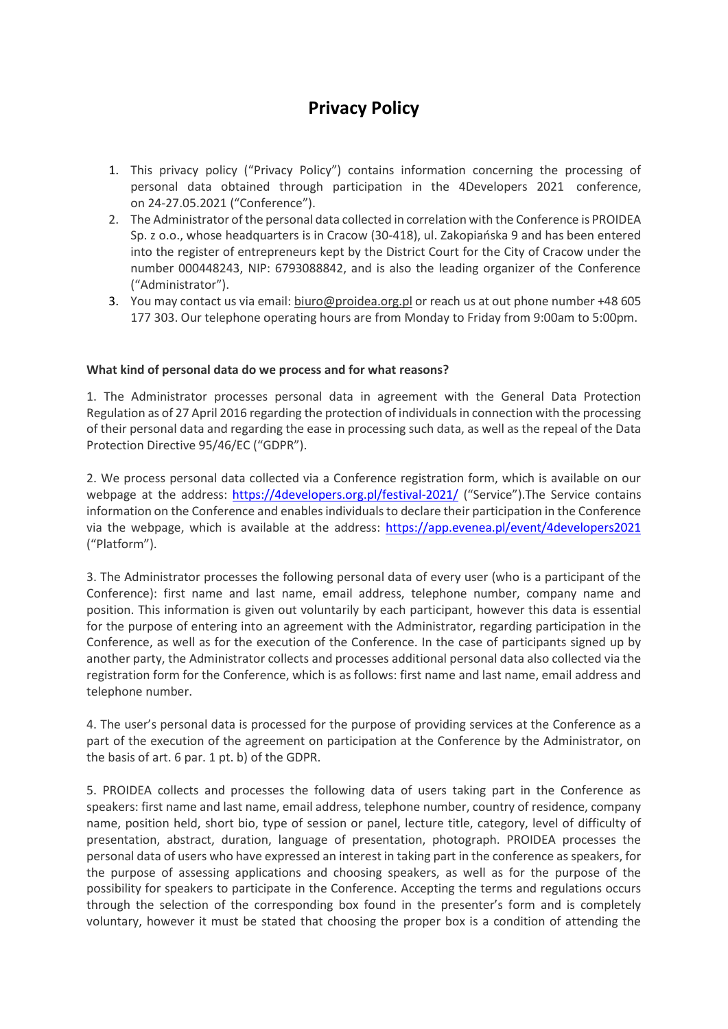# Privacy Policy

1. This privacy policy ("Privacy Policy") contains information concerning the processing of personal data obtained through participation in the 4Developers 2021 conference, on 24-27.05.2021 ("Conference").
2. The Administrator of the personal data collected in correlation with the Conference is PROIDEA Sp. z o.o., whose headquarters is in Cracow (30-418), ul. Zakopiańska 9 and has been entered into the register of entrepreneurs kept by the District Court for the City of Cracow under the number 000448243, NIP: 6793088842, and is also the leading organizer of the Conference ("Administrator").
3. You may contact us via email: biuro@proidea.org.pl or reach us at out phone number +48 605 177 303. Our telephone operating hours are from Monday to Friday from 9:00am to 5:00pm.

**What kind of personal data do we process and for what reasons?**

1. The Administrator processes personal data in agreement with the General Data Protection Regulation as of 27 April 2016 regarding the protection of individuals in connection with the processing of their personal data and regarding the ease in processing such data, as well as the repeal of the Data Protection Directive 95/46/EC ("GDPR").

2. We process personal data collected via a Conference registration form, which is available on our webpage at the address: https://4developers.org.pl/festival-2021/ ("Service").The Service contains information on the Conference and enables individuals to declare their participation in the Conference via the webpage, which is available at the address: https://app.evenea.pl/event/4developers2021 ("Platform").

3. The Administrator processes the following personal data of every user (who is a participant of the Conference): first name and last name, email address, telephone number, company name and position. This information is given out voluntarily by each participant, however this data is essential for the purpose of entering into an agreement with the Administrator, regarding participation in the Conference, as well as for the execution of the Conference. In the case of participants signed up by another party, the Administrator collects and processes additional personal data also collected via the registration form for the Conference, which is as follows: first name and last name, email address and telephone number.

4. The user's personal data is processed for the purpose of providing services at the Conference as a part of the execution of the agreement on participation at the Conference by the Administrator, on the basis of art. 6 par. 1 pt. b) of the GDPR.

5. PROIDEA collects and processes the following data of users taking part in the Conference as speakers: first name and last name, email address, telephone number, country of residence, company name, position held, short bio, type of session or panel, lecture title, category, level of difficulty of presentation, abstract, duration, language of presentation, photograph. PROIDEA processes the personal data of users who have expressed an interest in taking part in the conference as speakers, for the purpose of assessing applications and choosing speakers, as well as for the purpose of the possibility for speakers to participate in the Conference. Accepting the terms and regulations occurs through the selection of the corresponding box found in the presenter's form and is completely voluntary, however it must be stated that choosing the proper box is a condition of attending the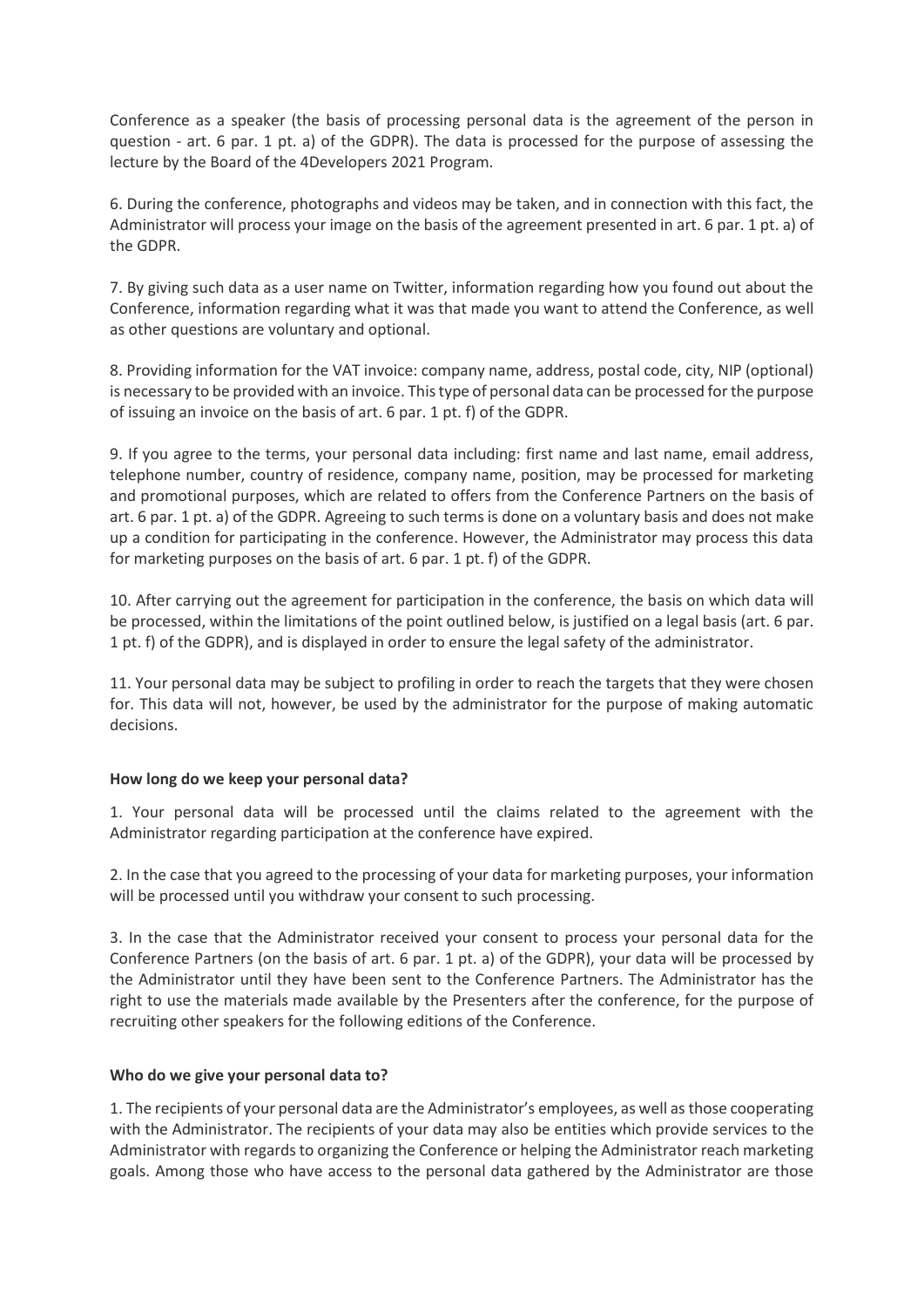Conference as a speaker (the basis of processing personal data is the agreement of the person in question - art. 6 par. 1 pt. a) of the GDPR). The data is processed for the purpose of assessing the lecture by the Board of the 4Developers 2021 Program.

6. During the conference, photographs and videos may be taken, and in connection with this fact, the Administrator will process your image on the basis of the agreement presented in art. 6 par. 1 pt. a) of the GDPR.

7. By giving such data as a user name on Twitter, information regarding how you found out about the Conference, information regarding what it was that made you want to attend the Conference, as well as other questions are voluntary and optional.

8. Providing information for the VAT invoice: company name, address, postal code, city, NIP (optional) is necessary to be provided with an invoice. This type of personal data can be processed for the purpose of issuing an invoice on the basis of art. 6 par. 1 pt. f) of the GDPR.

9. If you agree to the terms, your personal data including: first name and last name, email address, telephone number, country of residence, company name, position, may be processed for marketing and promotional purposes, which are related to offers from the Conference Partners on the basis of art. 6 par. 1 pt. a) of the GDPR. Agreeing to such terms is done on a voluntary basis and does not make up a condition for participating in the conference. However, the Administrator may process this data for marketing purposes on the basis of art. 6 par. 1 pt. f) of the GDPR.

10. After carrying out the agreement for participation in the conference, the basis on which data will be processed, within the limitations of the point outlined below, is justified on a legal basis (art. 6 par. 1 pt. f) of the GDPR), and is displayed in order to ensure the legal safety of the administrator.

11. Your personal data may be subject to profiling in order to reach the targets that they were chosen for. This data will not, however, be used by the administrator for the purpose of making automatic decisions.

**How long do we keep your personal data?**

1. Your personal data will be processed until the claims related to the agreement with the Administrator regarding participation at the conference have expired.

2. In the case that you agreed to the processing of your data for marketing purposes, your information will be processed until you withdraw your consent to such processing.

3. In the case that the Administrator received your consent to process your personal data for the Conference Partners (on the basis of art. 6 par. 1 pt. a) of the GDPR), your data will be processed by the Administrator until they have been sent to the Conference Partners. The Administrator has the right to use the materials made available by the Presenters after the conference, for the purpose of recruiting other speakers for the following editions of the Conference.

**Who do we give your personal data to?**

1. The recipients of your personal data are the Administrator's employees, as well as those cooperating with the Administrator. The recipients of your data may also be entities which provide services to the Administrator with regards to organizing the Conference or helping the Administrator reach marketing goals. Among those who have access to the personal data gathered by the Administrator are those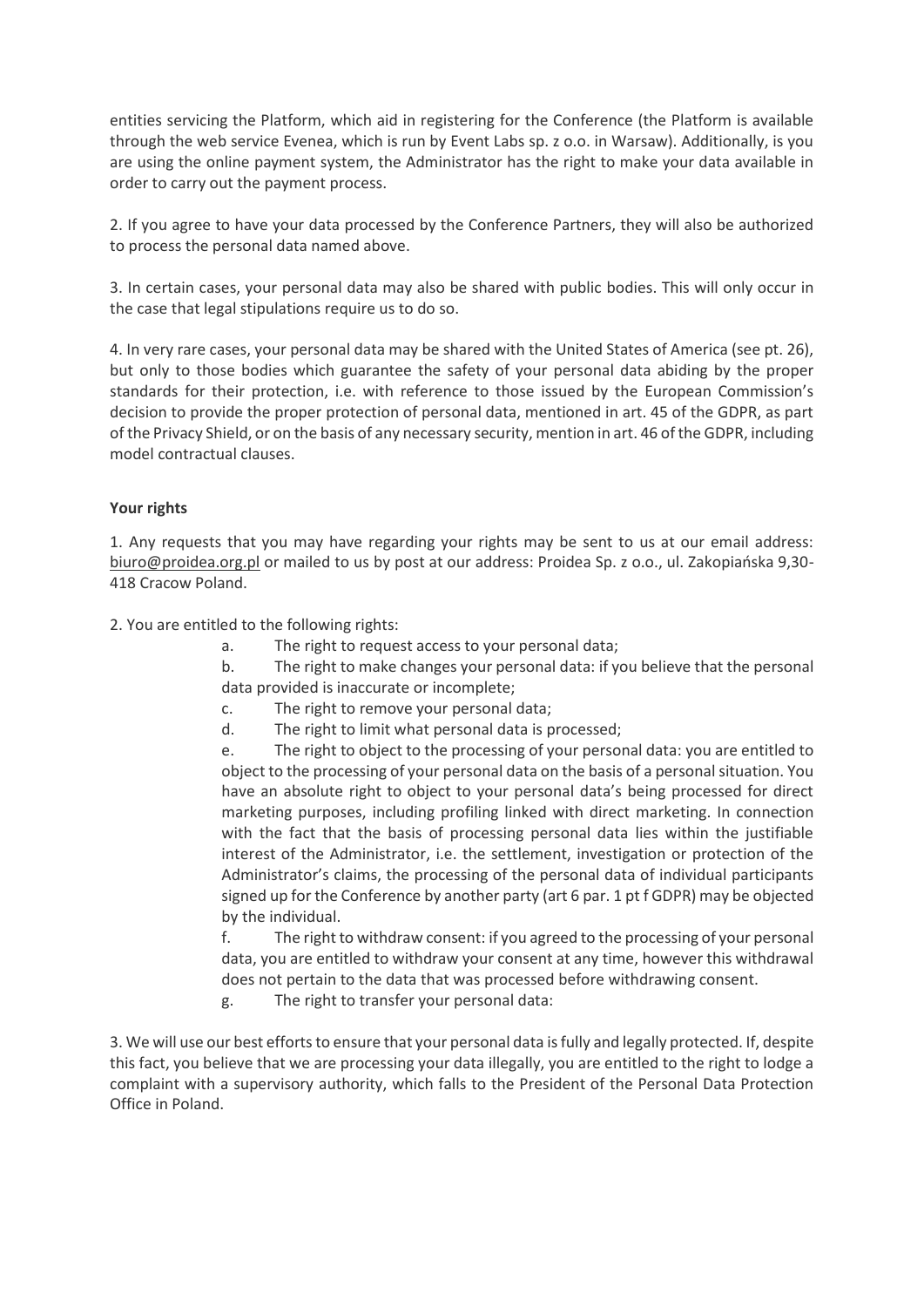entities servicing the Platform, which aid in registering for the Conference (the Platform is available through the web service Evenea, which is run by Event Labs sp. z o.o. in Warsaw). Additionally, is you are using the online payment system, the Administrator has the right to make your data available in order to carry out the payment process.

2. If you agree to have your data processed by the Conference Partners, they will also be authorized to process the personal data named above.

3. In certain cases, your personal data may also be shared with public bodies. This will only occur in the case that legal stipulations require us to do so.

4. In very rare cases, your personal data may be shared with the United States of America (see pt. 26), but only to those bodies which guarantee the safety of your personal data abiding by the proper standards for their protection, i.e. with reference to those issued by the European Commission's decision to provide the proper protection of personal data, mentioned in art. 45 of the GDPR, as part of the Privacy Shield, or on the basis of any necessary security, mention in art. 46 of the GDPR, including model contractual clauses.

**Your rights**

1. Any requests that you may have regarding your rights may be sent to us at our email address: biuro@proidea.org.pl or mailed to us by post at our address: Proidea Sp. z o.o., ul. Zakopiańska 9,30-418 Cracow Poland.

2. You are entitled to the following rights:

   a. The right to request access to your personal data;

   b. The right to make changes your personal data: if you believe that the personal data provided is inaccurate or incomplete;

   c. The right to remove your personal data;

   d. The right to limit what personal data is processed;

   e. The right to object to the processing of your personal data: you are entitled to object to the processing of your personal data on the basis of a personal situation. You have an absolute right to object to your personal data's being processed for direct marketing purposes, including profiling linked with direct marketing. In connection with the fact that the basis of processing personal data lies within the justifiable interest of the Administrator, i.e. the settlement, investigation or protection of the Administrator's claims, the processing of the personal data of individual participants signed up for the Conference by another party (art 6 par. 1 pt f GDPR) may be objected by the individual.

   f. The right to withdraw consent: if you agreed to the processing of your personal data, you are entitled to withdraw your consent at any time, however this withdrawal does not pertain to the data that was processed before withdrawing consent.

   g. The right to transfer your personal data:

3. We will use our best efforts to ensure that your personal data is fully and legally protected. If, despite this fact, you believe that we are processing your data illegally, you are entitled to the right to lodge a complaint with a supervisory authority, which falls to the President of the Personal Data Protection Office in Poland.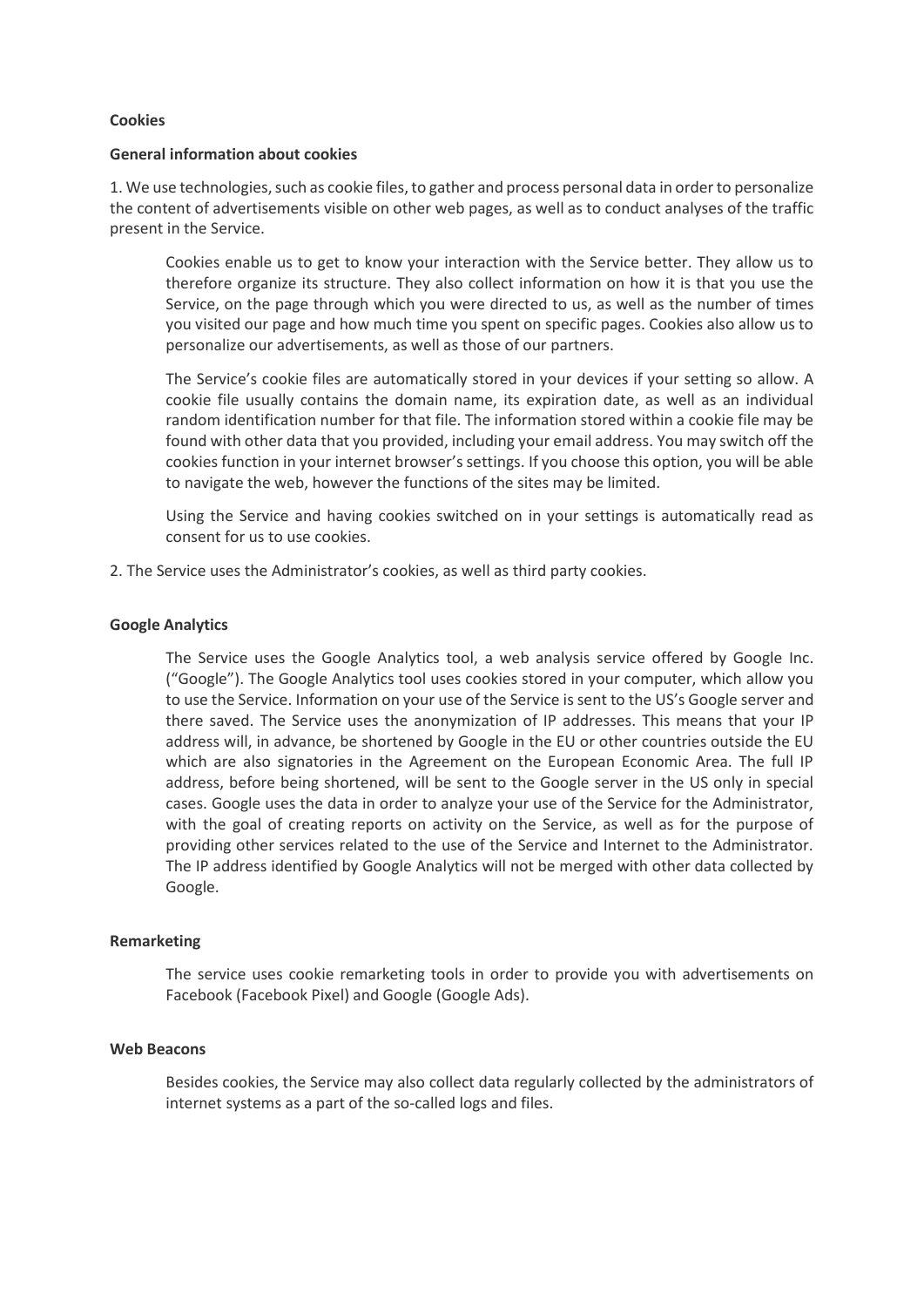**Cookies**

**General information about cookies**

1. We use technologies, such as cookie files, to gather and process personal data in order to personalize the content of advertisements visible on other web pages, as well as to conduct analyses of the traffic present in the Service.

   Cookies enable us to get to know your interaction with the Service better. They allow us to therefore organize its structure. They also collect information on how it is that you use the Service, on the page through which you were directed to us, as well as the number of times you visited our page and how much time you spent on specific pages. Cookies also allow us to personalize our advertisements, as well as those of our partners.

   The Service's cookie files are automatically stored in your devices if your setting so allow. A cookie file usually contains the domain name, its expiration date, as well as an individual random identification number for that file. The information stored within a cookie file may be found with other data that you provided, including your email address. You may switch off the cookies function in your internet browser's settings. If you choose this option, you will be able to navigate the web, however the functions of the sites may be limited.

   Using the Service and having cookies switched on in your settings is automatically read as consent for us to use cookies.

2. The Service uses the Administrator's cookies, as well as third party cookies.

**Google Analytics**

The Service uses the Google Analytics tool, a web analysis service offered by Google Inc. ("Google"). The Google Analytics tool uses cookies stored in your computer, which allow you to use the Service. Information on your use of the Service is sent to the US's Google server and there saved. The Service uses the anonymization of IP addresses. This means that your IP address will, in advance, be shortened by Google in the EU or other countries outside the EU which are also signatories in the Agreement on the European Economic Area. The full IP address, before being shortened, will be sent to the Google server in the US only in special cases. Google uses the data in order to analyze your use of the Service for the Administrator, with the goal of creating reports on activity on the Service, as well as for the purpose of providing other services related to the use of the Service and Internet to the Administrator. The IP address identified by Google Analytics will not be merged with other data collected by Google.

**Remarketing**

The service uses cookie remarketing tools in order to provide you with advertisements on Facebook (Facebook Pixel) and Google (Google Ads).

**Web Beacons**

Besides cookies, the Service may also collect data regularly collected by the administrators of internet systems as a part of the so-called logs and files.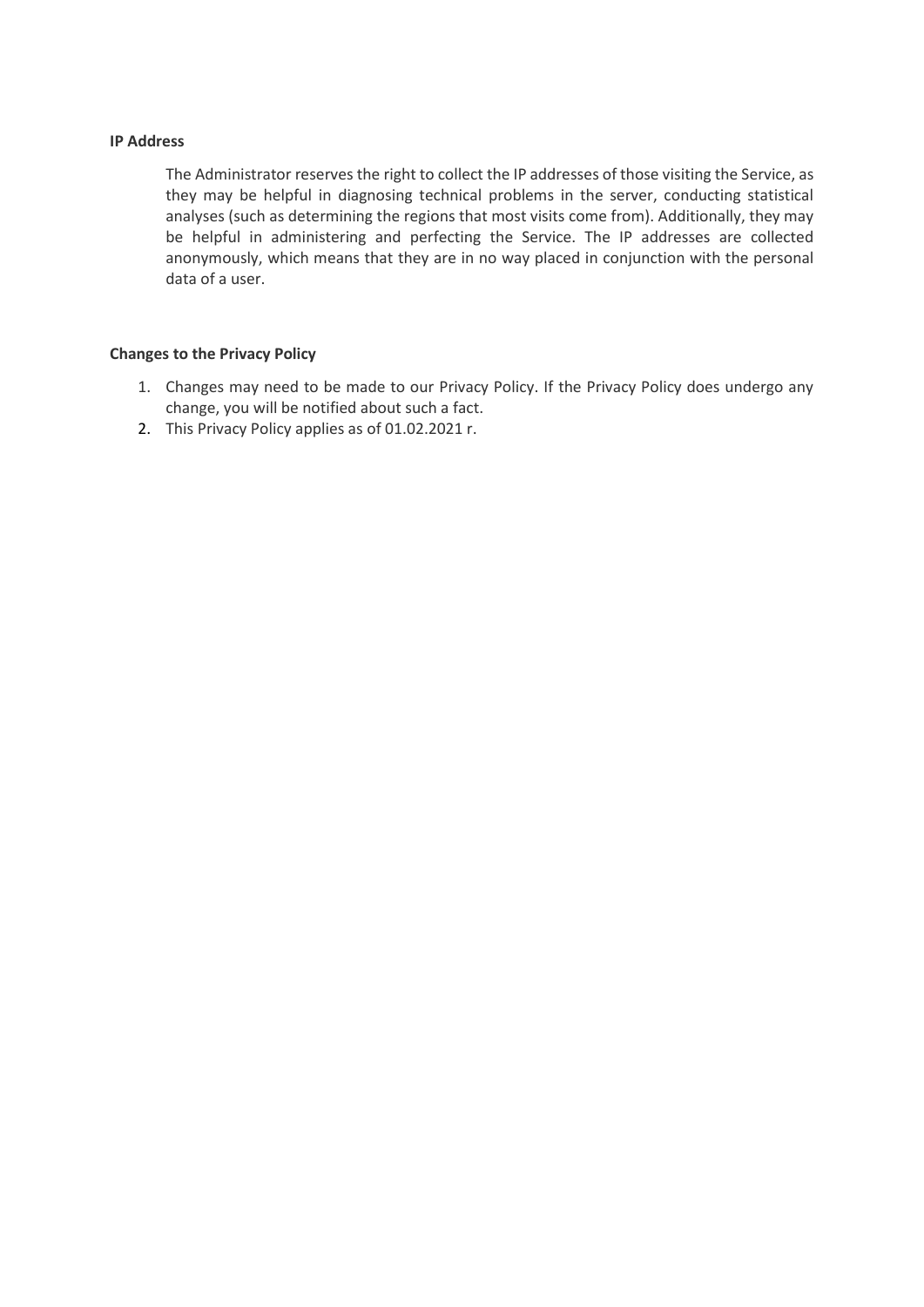**IP Address**

The Administrator reserves the right to collect the IP addresses of those visiting the Service, as they may be helpful in diagnosing technical problems in the server, conducting statistical analyses (such as determining the regions that most visits come from). Additionally, they may be helpful in administering and perfecting the Service. The IP addresses are collected anonymously, which means that they are in no way placed in conjunction with the personal data of a user.

**Changes to the Privacy Policy**

1. Changes may need to be made to our Privacy Policy. If the Privacy Policy does undergo any change, you will be notified about such a fact.
2. This Privacy Policy applies as of 01.02.2021 r.